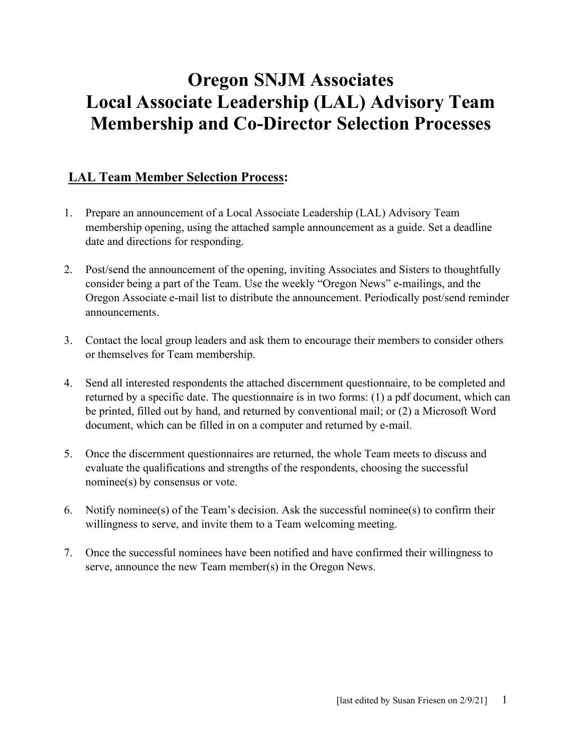# Oregon SNJM Associates
# Local Associate Leadership (LAL) Advisory Team Membership and Co-Director Selection Processes

## LAL Team Member Selection Process:

1. Prepare an announcement of a Local Associate Leadership (LAL) Advisory Team membership opening, using the attached sample announcement as a guide. Set a deadline date and directions for responding.

2. Post/send the announcement of the opening, inviting Associates and Sisters to thoughtfully consider being a part of the Team. Use the weekly "Oregon News" e-mailings, and the Oregon Associate e-mail list to distribute the announcement. Periodically post/send reminder announcements.

3. Contact the local group leaders and ask them to encourage their members to consider others or themselves for Team membership.

4. Send all interested respondents the attached discernment questionnaire, to be completed and returned by a specific date. The questionnaire is in two forms: (1) a pdf document, which can be printed, filled out by hand, and returned by conventional mail; or (2) a Microsoft Word document, which can be filled in on a computer and returned by e-mail.

5. Once the discernment questionnaires are returned, the whole Team meets to discuss and evaluate the qualifications and strengths of the respondents, choosing the successful nominee(s) by consensus or vote.

6. Notify nominee(s) of the Team's decision. Ask the successful nominee(s) to confirm their willingness to serve, and invite them to a Team welcoming meeting.

7. Once the successful nominees have been notified and have confirmed their willingness to serve, announce the new Team member(s) in the Oregon News.

[last edited by Susan Friesen on 2/9/21]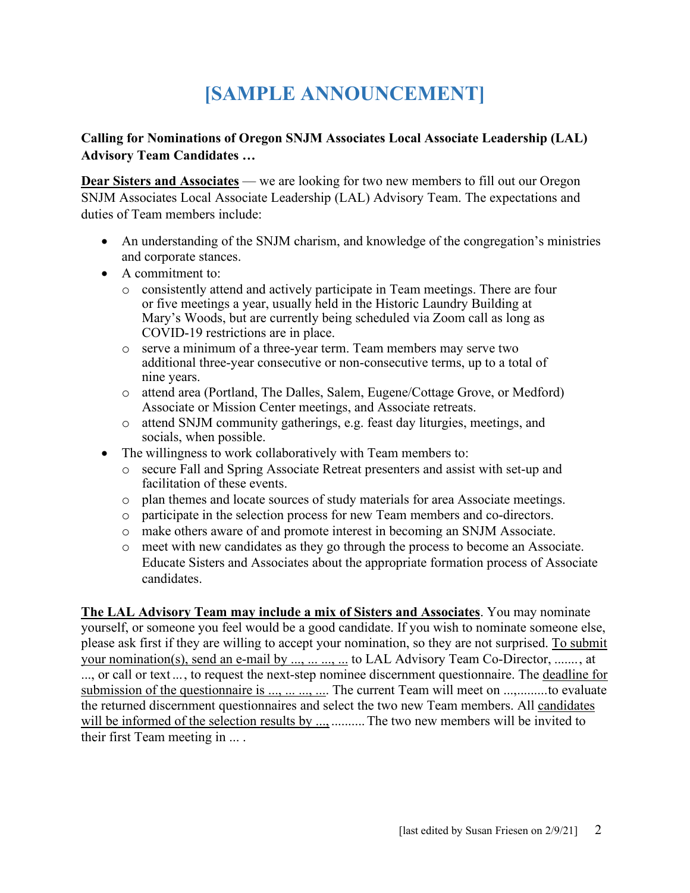# [SAMPLE ANNOUNCEMENT]

**Calling for Nominations of Oregon SNJM Associates Local Associate Leadership (LAL) Advisory Team Candidates …**

**Dear Sisters and Associates** — we are looking for two new members to fill out our Oregon SNJM Associates Local Associate Leadership (LAL) Advisory Team. The expectations and duties of Team members include:

- An understanding of the SNJM charism, and knowledge of the congregation's ministries and corporate stances.
- A commitment to:
  - consistently attend and actively participate in Team meetings. There are four or five meetings a year, usually held in the Historic Laundry Building at Mary's Woods, but are currently being scheduled via Zoom call as long as COVID-19 restrictions are in place.
  - serve a minimum of a three-year term. Team members may serve two additional three-year consecutive or non-consecutive terms, up to a total of nine years.
  - attend area (Portland, The Dalles, Salem, Eugene/Cottage Grove, or Medford) Associate or Mission Center meetings, and Associate retreats.
  - attend SNJM community gatherings, e.g. feast day liturgies, meetings, and socials, when possible.
- The willingness to work collaboratively with Team members to:
  - secure Fall and Spring Associate Retreat presenters and assist with set-up and facilitation of these events.
  - plan themes and locate sources of study materials for area Associate meetings.
  - participate in the selection process for new Team members and co-directors.
  - make others aware of and promote interest in becoming an SNJM Associate.
  - meet with new candidates as they go through the process to become an Associate. Educate Sisters and Associates about the appropriate formation process of Associate candidates.

**The LAL Advisory Team may include a mix of Sisters and Associates**. You may nominate yourself, or someone you feel would be a good candidate. If you wish to nominate someone else, please ask first if they are willing to accept your nomination, so they are not surprised. To submit your nomination(s), send an e-mail by ..., ... ..., ... to LAL Advisory Team Co-Director, ......., at ..., or call or text ..., to request the next-step nominee discernment questionnaire. The deadline for submission of the questionnaire is ..., ... ..., .... The current Team will meet on ...,.........to evaluate the returned discernment questionnaires and select the two new Team members. All candidates will be informed of the selection results by ...,.......... The two new members will be invited to their first Team meeting in ... .

[last edited by Susan Friesen on 2/9/21]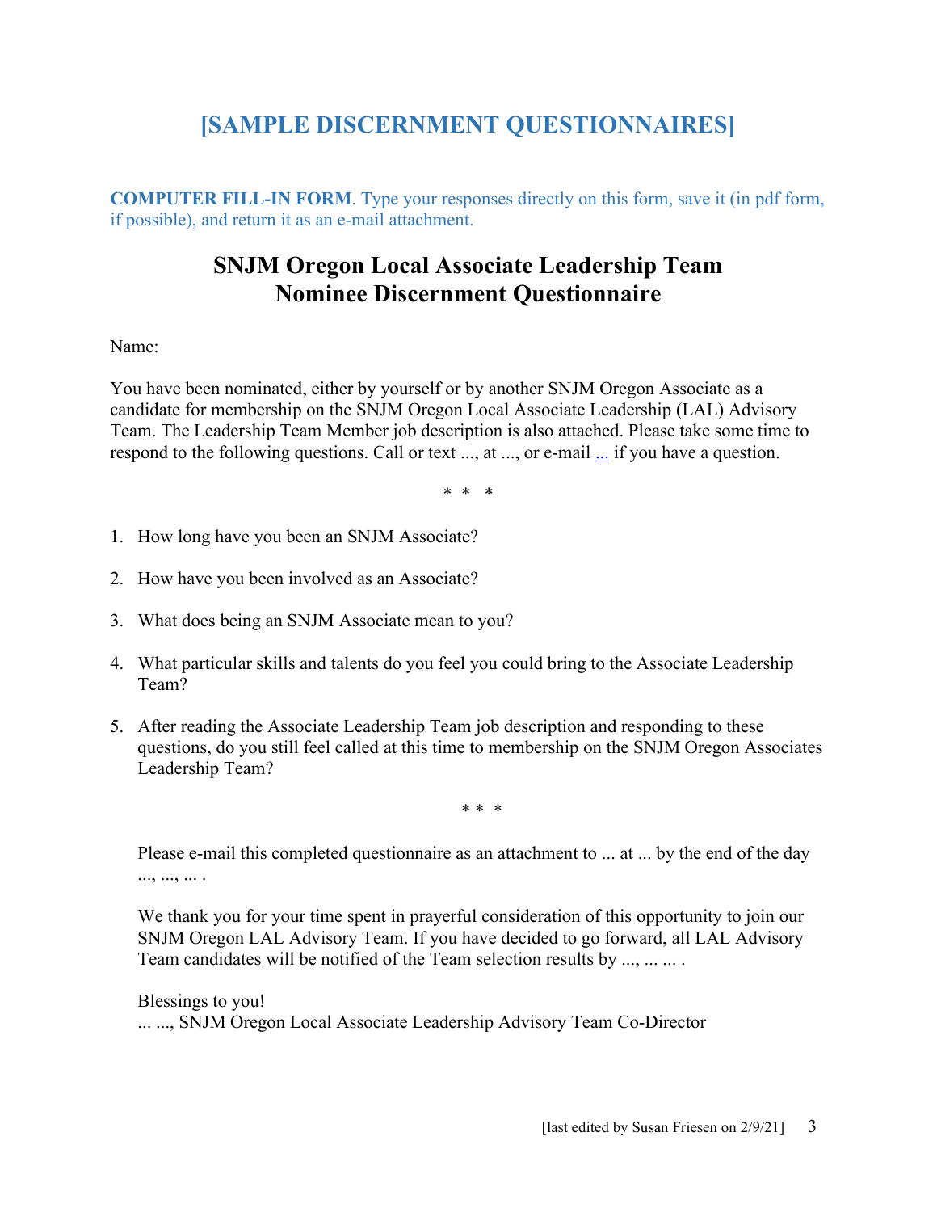# [SAMPLE DISCERNMENT QUESTIONNAIRES]

**COMPUTER FILL-IN FORM**. Type your responses directly on this form, save it (in pdf form, if possible), and return it as an e-mail attachment.

## SNJM Oregon Local Associate Leadership Team
## Nominee Discernment Questionnaire

Name:

You have been nominated, either by yourself or by another SNJM Oregon Associate as a candidate for membership on the SNJM Oregon Local Associate Leadership (LAL) Advisory Team. The Leadership Team Member job description is also attached. Please take some time to respond to the following questions. Call or text ..., at ..., or e-mail ... if you have a question.

\* \* \*

1. How long have you been an SNJM Associate?

2. How have you been involved as an Associate?

3. What does being an SNJM Associate mean to you?

4. What particular skills and talents do you feel you could bring to the Associate Leadership Team?

5. After reading the Associate Leadership Team job description and responding to these questions, do you still feel called at this time to membership on the SNJM Oregon Associates Leadership Team?

\* \* \*

Please e-mail this completed questionnaire as an attachment to ... at ... by the end of the day ..., ..., ... .

We thank you for your time spent in prayerful consideration of this opportunity to join our SNJM Oregon LAL Advisory Team. If you have decided to go forward, all LAL Advisory Team candidates will be notified of the Team selection results by ..., ... ... .

Blessings to you!
... ..., SNJM Oregon Local Associate Leadership Advisory Team Co-Director

[last edited by Susan Friesen on 2/9/21]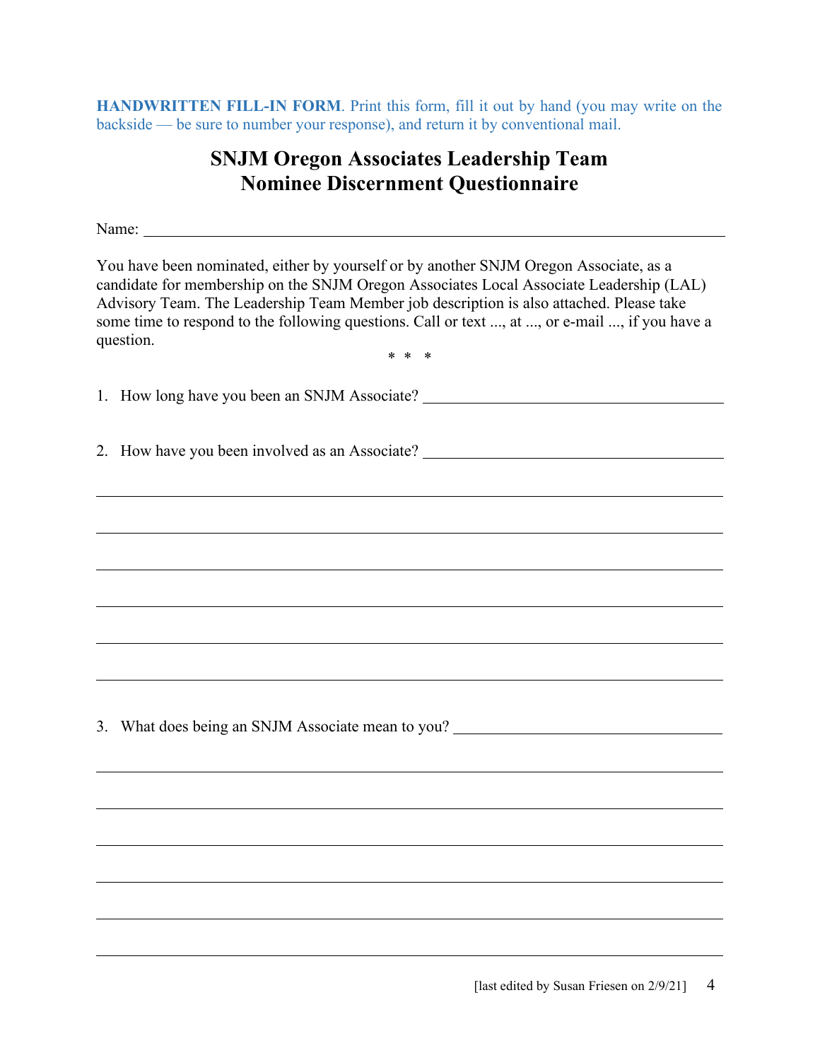**HANDWRITTEN FILL-IN FORM**. Print this form, fill it out by hand (you may write on the backside — be sure to number your response), and return it by conventional mail.

# SNJM Oregon Associates Leadership Team Nominee Discernment Questionnaire

Name: \_\_\_\_\_\_\_\_\_\_\_\_\_\_\_\_\_\_\_\_\_\_\_\_\_\_\_\_\_\_\_\_\_\_\_\_\_\_\_\_\_\_\_\_\_\_\_\_\_\_\_\_\_\_\_\_\_\_

You have been nominated, either by yourself or by another SNJM Oregon Associate, as a candidate for membership on the SNJM Oregon Associates Local Associate Leadership (LAL) Advisory Team. The Leadership Team Member job description is also attached. Please take some time to respond to the following questions. Call or text ..., at ..., or e-mail ..., if you have a question.

\* \* \*

1. How long have you been an SNJM Associate? \_\_\_\_\_\_\_\_\_\_\_\_\_\_\_\_\_\_\_\_\_\_\_\_\_\_\_\_\_\_\_\_\_\_\_\_

2. How have you been involved as an Associate? \_\_\_\_\_\_\_\_\_\_\_\_\_\_\_\_\_\_\_\_\_\_\_\_\_\_\_\_\_\_\_\_\_\_\_\_

\_\_\_\_\_\_\_\_\_\_\_\_\_\_\_\_\_\_\_\_\_\_\_\_\_\_\_\_\_\_\_\_\_\_\_\_\_\_\_\_\_\_\_\_\_\_\_\_\_\_\_\_\_\_\_\_\_\_\_\_\_\_\_\_\_\_\_\_\_\_\_\_\_\_\_\_

\_\_\_\_\_\_\_\_\_\_\_\_\_\_\_\_\_\_\_\_\_\_\_\_\_\_\_\_\_\_\_\_\_\_\_\_\_\_\_\_\_\_\_\_\_\_\_\_\_\_\_\_\_\_\_\_\_\_\_\_\_\_\_\_\_\_\_\_\_\_\_\_\_\_\_\_

\_\_\_\_\_\_\_\_\_\_\_\_\_\_\_\_\_\_\_\_\_\_\_\_\_\_\_\_\_\_\_\_\_\_\_\_\_\_\_\_\_\_\_\_\_\_\_\_\_\_\_\_\_\_\_\_\_\_\_\_\_\_\_\_\_\_\_\_\_\_\_\_\_\_\_\_

\_\_\_\_\_\_\_\_\_\_\_\_\_\_\_\_\_\_\_\_\_\_\_\_\_\_\_\_\_\_\_\_\_\_\_\_\_\_\_\_\_\_\_\_\_\_\_\_\_\_\_\_\_\_\_\_\_\_\_\_\_\_\_\_\_\_\_\_\_\_\_\_\_\_\_\_

\_\_\_\_\_\_\_\_\_\_\_\_\_\_\_\_\_\_\_\_\_\_\_\_\_\_\_\_\_\_\_\_\_\_\_\_\_\_\_\_\_\_\_\_\_\_\_\_\_\_\_\_\_\_\_\_\_\_\_\_\_\_\_\_\_\_\_\_\_\_\_\_\_\_\_\_

\_\_\_\_\_\_\_\_\_\_\_\_\_\_\_\_\_\_\_\_\_\_\_\_\_\_\_\_\_\_\_\_\_\_\_\_\_\_\_\_\_\_\_\_\_\_\_\_\_\_\_\_\_\_\_\_\_\_\_\_\_\_\_\_\_\_\_\_\_\_\_\_\_\_\_\_

3. What does being an SNJM Associate mean to you? \_\_\_\_\_\_\_\_\_\_\_\_\_\_\_\_\_\_\_\_\_\_\_\_\_\_\_\_\_\_\_\_

\_\_\_\_\_\_\_\_\_\_\_\_\_\_\_\_\_\_\_\_\_\_\_\_\_\_\_\_\_\_\_\_\_\_\_\_\_\_\_\_\_\_\_\_\_\_\_\_\_\_\_\_\_\_\_\_\_\_\_\_\_\_\_\_\_\_\_\_\_\_\_\_\_\_\_\_

\_\_\_\_\_\_\_\_\_\_\_\_\_\_\_\_\_\_\_\_\_\_\_\_\_\_\_\_\_\_\_\_\_\_\_\_\_\_\_\_\_\_\_\_\_\_\_\_\_\_\_\_\_\_\_\_\_\_\_\_\_\_\_\_\_\_\_\_\_\_\_\_\_\_\_\_

\_\_\_\_\_\_\_\_\_\_\_\_\_\_\_\_\_\_\_\_\_\_\_\_\_\_\_\_\_\_\_\_\_\_\_\_\_\_\_\_\_\_\_\_\_\_\_\_\_\_\_\_\_\_\_\_\_\_\_\_\_\_\_\_\_\_\_\_\_\_\_\_\_\_\_\_

\_\_\_\_\_\_\_\_\_\_\_\_\_\_\_\_\_\_\_\_\_\_\_\_\_\_\_\_\_\_\_\_\_\_\_\_\_\_\_\_\_\_\_\_\_\_\_\_\_\_\_\_\_\_\_\_\_\_\_\_\_\_\_\_\_\_\_\_\_\_\_\_\_\_\_\_

\_\_\_\_\_\_\_\_\_\_\_\_\_\_\_\_\_\_\_\_\_\_\_\_\_\_\_\_\_\_\_\_\_\_\_\_\_\_\_\_\_\_\_\_\_\_\_\_\_\_\_\_\_\_\_\_\_\_\_\_\_\_\_\_\_\_\_\_\_\_\_\_\_\_\_\_

\_\_\_\_\_\_\_\_\_\_\_\_\_\_\_\_\_\_\_\_\_\_\_\_\_\_\_\_\_\_\_\_\_\_\_\_\_\_\_\_\_\_\_\_\_\_\_\_\_\_\_\_\_\_\_\_\_\_\_\_\_\_\_\_\_\_\_\_\_\_\_\_\_\_\_\_

[last edited by Susan Friesen on 2/9/21]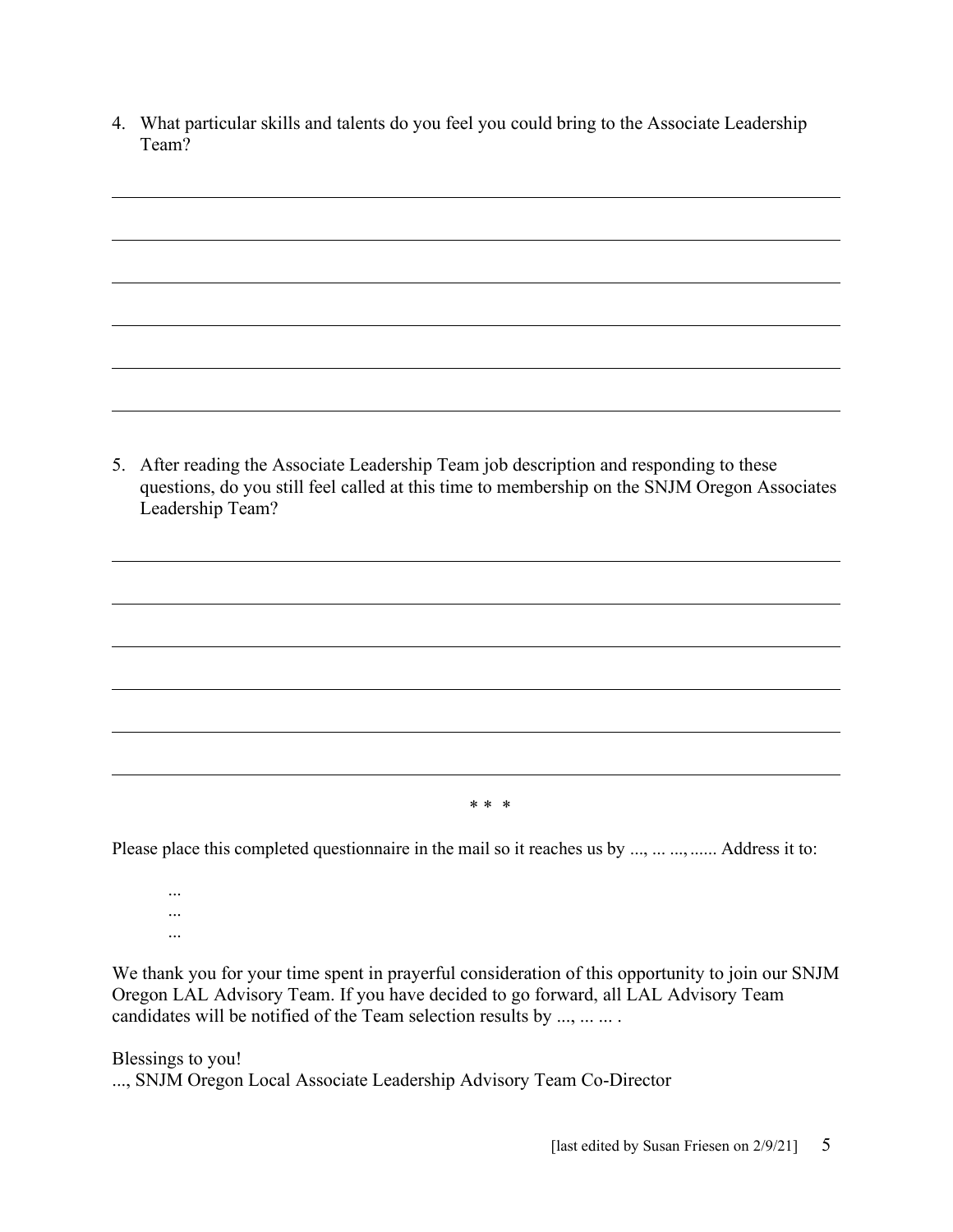4. What particular skills and talents do you feel you could bring to the Associate Leadership Team?

\_\_\_\_\_\_\_\_\_\_\_\_\_\_\_\_\_\_\_\_\_\_\_\_\_\_\_\_\_\_\_\_\_\_\_\_\_\_\_\_\_\_\_\_\_\_\_\_\_\_\_\_\_\_\_\_\_\_\_\_

\_\_\_\_\_\_\_\_\_\_\_\_\_\_\_\_\_\_\_\_\_\_\_\_\_\_\_\_\_\_\_\_\_\_\_\_\_\_\_\_\_\_\_\_\_\_\_\_\_\_\_\_\_\_\_\_\_\_\_\_

\_\_\_\_\_\_\_\_\_\_\_\_\_\_\_\_\_\_\_\_\_\_\_\_\_\_\_\_\_\_\_\_\_\_\_\_\_\_\_\_\_\_\_\_\_\_\_\_\_\_\_\_\_\_\_\_\_\_\_\_

\_\_\_\_\_\_\_\_\_\_\_\_\_\_\_\_\_\_\_\_\_\_\_\_\_\_\_\_\_\_\_\_\_\_\_\_\_\_\_\_\_\_\_\_\_\_\_\_\_\_\_\_\_\_\_\_\_\_\_\_

\_\_\_\_\_\_\_\_\_\_\_\_\_\_\_\_\_\_\_\_\_\_\_\_\_\_\_\_\_\_\_\_\_\_\_\_\_\_\_\_\_\_\_\_\_\_\_\_\_\_\_\_\_\_\_\_\_\_\_\_

\_\_\_\_\_\_\_\_\_\_\_\_\_\_\_\_\_\_\_\_\_\_\_\_\_\_\_\_\_\_\_\_\_\_\_\_\_\_\_\_\_\_\_\_\_\_\_\_\_\_\_\_\_\_\_\_\_\_\_\_

5. After reading the Associate Leadership Team job description and responding to these questions, do you still feel called at this time to membership on the SNJM Oregon Associates Leadership Team?

\_\_\_\_\_\_\_\_\_\_\_\_\_\_\_\_\_\_\_\_\_\_\_\_\_\_\_\_\_\_\_\_\_\_\_\_\_\_\_\_\_\_\_\_\_\_\_\_\_\_\_\_\_\_\_\_\_\_\_\_

\_\_\_\_\_\_\_\_\_\_\_\_\_\_\_\_\_\_\_\_\_\_\_\_\_\_\_\_\_\_\_\_\_\_\_\_\_\_\_\_\_\_\_\_\_\_\_\_\_\_\_\_\_\_\_\_\_\_\_\_

\_\_\_\_\_\_\_\_\_\_\_\_\_\_\_\_\_\_\_\_\_\_\_\_\_\_\_\_\_\_\_\_\_\_\_\_\_\_\_\_\_\_\_\_\_\_\_\_\_\_\_\_\_\_\_\_\_\_\_\_

\_\_\_\_\_\_\_\_\_\_\_\_\_\_\_\_\_\_\_\_\_\_\_\_\_\_\_\_\_\_\_\_\_\_\_\_\_\_\_\_\_\_\_\_\_\_\_\_\_\_\_\_\_\_\_\_\_\_\_\_

\_\_\_\_\_\_\_\_\_\_\_\_\_\_\_\_\_\_\_\_\_\_\_\_\_\_\_\_\_\_\_\_\_\_\_\_\_\_\_\_\_\_\_\_\_\_\_\_\_\_\_\_\_\_\_\_\_\_\_\_

\_\_\_\_\_\_\_\_\_\_\_\_\_\_\_\_\_\_\_\_\_\_\_\_\_\_\_\_\_\_\_\_\_\_\_\_\_\_\_\_\_\_\_\_\_\_\_\_\_\_\_\_\_\_\_\_\_\_\_\_

\* \* \*

Please place this completed questionnaire in the mail so it reaches us by ..., ... ..., ...... Address it to:

...
...
...

We thank you for your time spent in prayerful consideration of this opportunity to join our SNJM Oregon LAL Advisory Team. If you have decided to go forward, all LAL Advisory Team candidates will be notified of the Team selection results by ..., ... ... .

Blessings to you!
..., SNJM Oregon Local Associate Leadership Advisory Team Co-Director

[last edited by Susan Friesen on 2/9/21]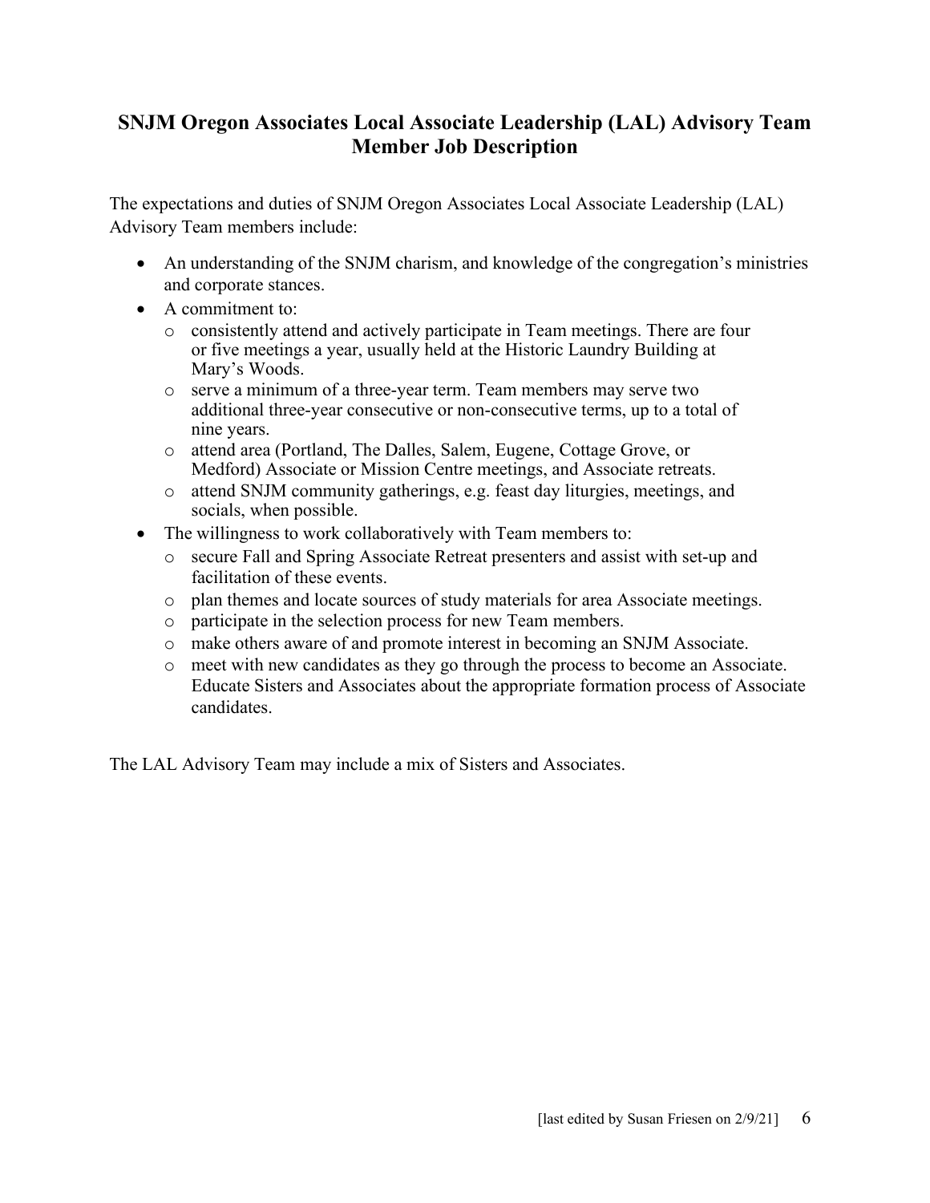## SNJM Oregon Associates Local Associate Leadership (LAL) Advisory Team Member Job Description

The expectations and duties of SNJM Oregon Associates Local Associate Leadership (LAL) Advisory Team members include:

- An understanding of the SNJM charism, and knowledge of the congregation's ministries and corporate stances.
- A commitment to:
    - consistently attend and actively participate in Team meetings. There are four or five meetings a year, usually held at the Historic Laundry Building at Mary's Woods.
    - serve a minimum of a three-year term. Team members may serve two additional three-year consecutive or non-consecutive terms, up to a total of nine years.
    - attend area (Portland, The Dalles, Salem, Eugene, Cottage Grove, or Medford) Associate or Mission Centre meetings, and Associate retreats.
    - attend SNJM community gatherings, e.g. feast day liturgies, meetings, and socials, when possible.
- The willingness to work collaboratively with Team members to:
    - secure Fall and Spring Associate Retreat presenters and assist with set-up and facilitation of these events.
    - plan themes and locate sources of study materials for area Associate meetings.
    - participate in the selection process for new Team members.
    - make others aware of and promote interest in becoming an SNJM Associate.
    - meet with new candidates as they go through the process to become an Associate. Educate Sisters and Associates about the appropriate formation process of Associate candidates.

The LAL Advisory Team may include a mix of Sisters and Associates.

[last edited by Susan Friesen on 2/9/21]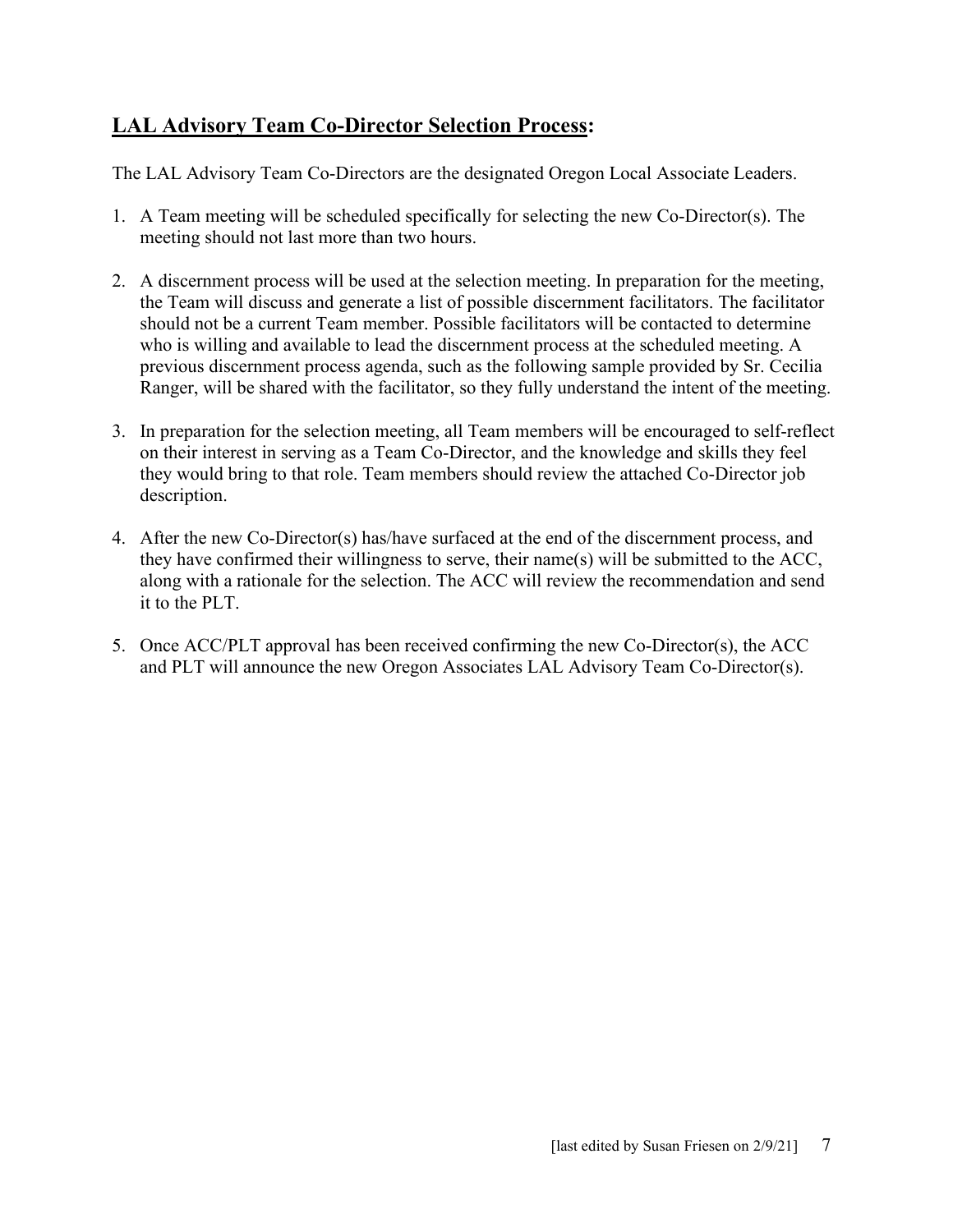## **<u>LAL Advisory Team Co-Director Selection Process</u>:**

The LAL Advisory Team Co-Directors are the designated Oregon Local Associate Leaders.

1. A Team meeting will be scheduled specifically for selecting the new Co-Director(s). The meeting should not last more than two hours.

2. A discernment process will be used at the selection meeting. In preparation for the meeting, the Team will discuss and generate a list of possible discernment facilitators. The facilitator should not be a current Team member. Possible facilitators will be contacted to determine who is willing and available to lead the discernment process at the scheduled meeting. A previous discernment process agenda, such as the following sample provided by Sr. Cecilia Ranger, will be shared with the facilitator, so they fully understand the intent of the meeting.

3. In preparation for the selection meeting, all Team members will be encouraged to self-reflect on their interest in serving as a Team Co-Director, and the knowledge and skills they feel they would bring to that role. Team members should review the attached Co-Director job description.

4. After the new Co-Director(s) has/have surfaced at the end of the discernment process, and they have confirmed their willingness to serve, their name(s) will be submitted to the ACC, along with a rationale for the selection. The ACC will review the recommendation and send it to the PLT.

5. Once ACC/PLT approval has been received confirming the new Co-Director(s), the ACC and PLT will announce the new Oregon Associates LAL Advisory Team Co-Director(s).

[last edited by Susan Friesen on 2/9/21]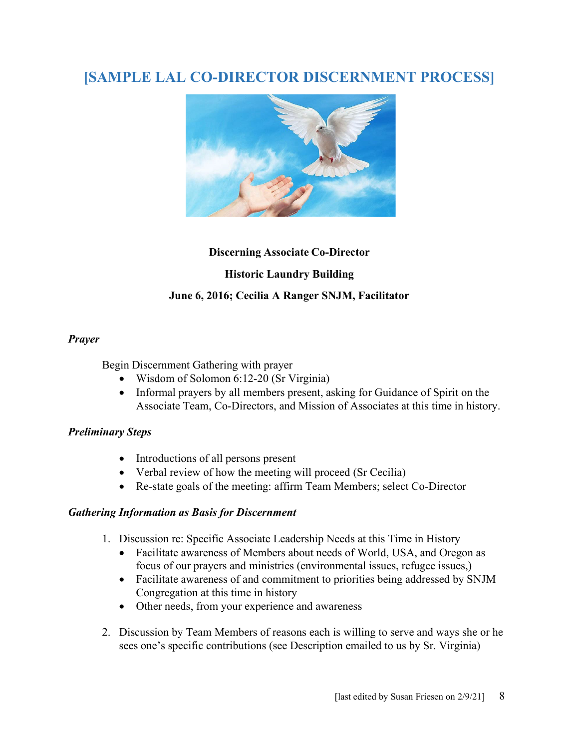# [SAMPLE LAL CO-DIRECTOR DISCERNMENT PROCESS]

**Discerning Associate Co-Director**

**Historic Laundry Building**

**June 6, 2016; Cecilia A Ranger SNJM, Facilitator**

***Prayer***

Begin Discernment Gathering with prayer

- Wisdom of Solomon 6:12-20 (Sr Virginia)
- Informal prayers by all members present, asking for Guidance of Spirit on the Associate Team, Co-Directors, and Mission of Associates at this time in history.

***Preliminary Steps***

- Introductions of all persons present
- Verbal review of how the meeting will proceed (Sr Cecilia)
- Re-state goals of the meeting: affirm Team Members; select Co-Director

***Gathering Information as Basis for Discernment***

1. Discussion re: Specific Associate Leadership Needs at this Time in History
   - Facilitate awareness of Members about needs of World, USA, and Oregon as focus of our prayers and ministries (environmental issues, refugee issues,)
   - Facilitate awareness of and commitment to priorities being addressed by SNJM Congregation at this time in history
   - Other needs, from your experience and awareness

2. Discussion by Team Members of reasons each is willing to serve and ways she or he sees one's specific contributions (see Description emailed to us by Sr. Virginia)

[last edited by Susan Friesen on 2/9/21]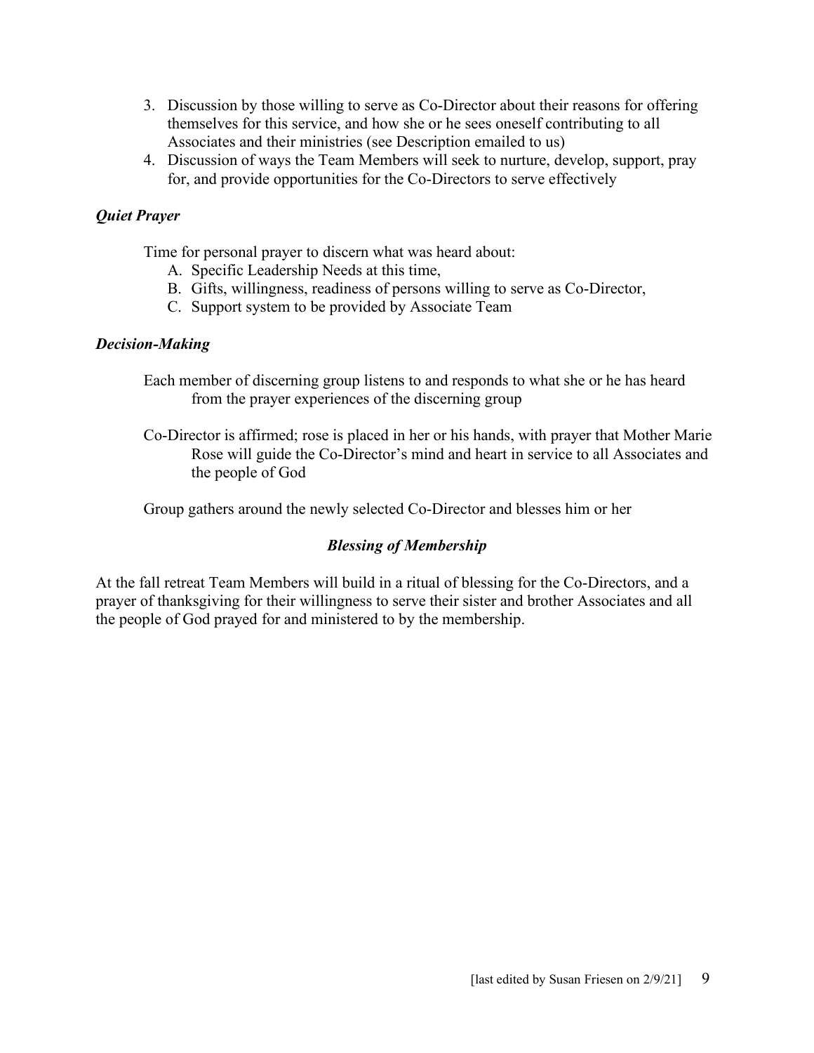3. Discussion by those willing to serve as Co-Director about their reasons for offering themselves for this service, and how she or he sees oneself contributing to all Associates and their ministries (see Description emailed to us)
4. Discussion of ways the Team Members will seek to nurture, develop, support, pray for, and provide opportunities for the Co-Directors to serve effectively

***Quiet Prayer***

Time for personal prayer to discern what was heard about:

A. Specific Leadership Needs at this time,
B. Gifts, willingness, readiness of persons willing to serve as Co-Director,
C. Support system to be provided by Associate Team

***Decision-Making***

Each member of discerning group listens to and responds to what she or he has heard from the prayer experiences of the discerning group

Co-Director is affirmed; rose is placed in her or his hands, with prayer that Mother Marie Rose will guide the Co-Director's mind and heart in service to all Associates and the people of God

Group gathers around the newly selected Co-Director and blesses him or her

***Blessing of Membership***

At the fall retreat Team Members will build in a ritual of blessing for the Co-Directors, and a prayer of thanksgiving for their willingness to serve their sister and brother Associates and all the people of God prayed for and ministered to by the membership.

[last edited by Susan Friesen on 2/9/21]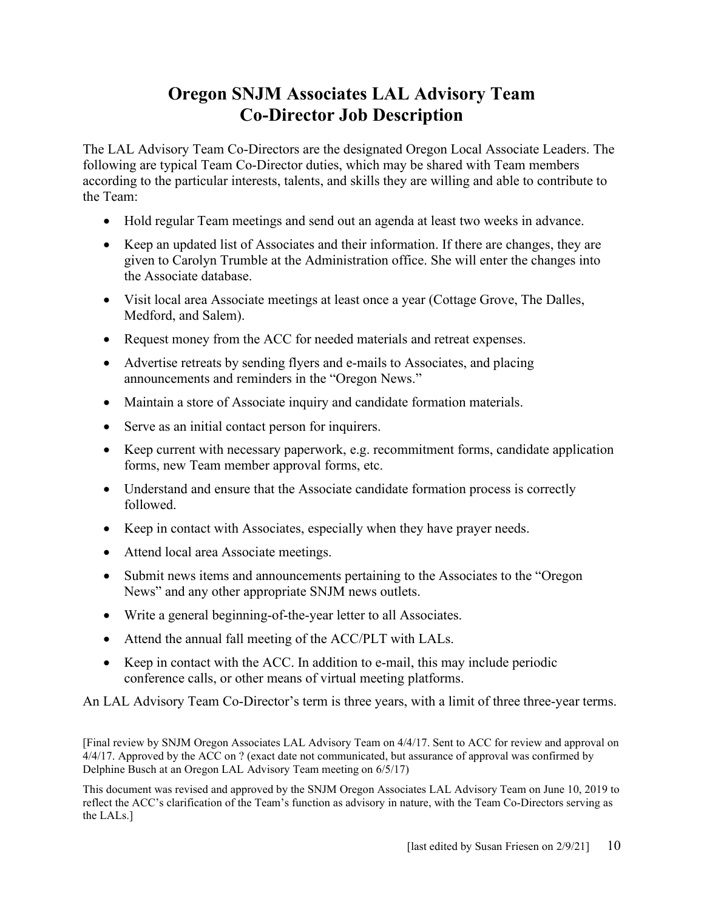# Oregon SNJM Associates LAL Advisory Team
# Co-Director Job Description

The LAL Advisory Team Co-Directors are the designated Oregon Local Associate Leaders. The following are typical Team Co-Director duties, which may be shared with Team members according to the particular interests, talents, and skills they are willing and able to contribute to the Team:

- Hold regular Team meetings and send out an agenda at least two weeks in advance.
- Keep an updated list of Associates and their information. If there are changes, they are given to Carolyn Trumble at the Administration office. She will enter the changes into the Associate database.
- Visit local area Associate meetings at least once a year (Cottage Grove, The Dalles, Medford, and Salem).
- Request money from the ACC for needed materials and retreat expenses.
- Advertise retreats by sending flyers and e-mails to Associates, and placing announcements and reminders in the "Oregon News."
- Maintain a store of Associate inquiry and candidate formation materials.
- Serve as an initial contact person for inquirers.
- Keep current with necessary paperwork, e.g. recommitment forms, candidate application forms, new Team member approval forms, etc.
- Understand and ensure that the Associate candidate formation process is correctly followed.
- Keep in contact with Associates, especially when they have prayer needs.
- Attend local area Associate meetings.
- Submit news items and announcements pertaining to the Associates to the "Oregon News" and any other appropriate SNJM news outlets.
- Write a general beginning-of-the-year letter to all Associates.
- Attend the annual fall meeting of the ACC/PLT with LALs.
- Keep in contact with the ACC. In addition to e-mail, this may include periodic conference calls, or other means of virtual meeting platforms.

An LAL Advisory Team Co-Director's term is three years, with a limit of three three-year terms.

[Final review by SNJM Oregon Associates LAL Advisory Team on 4/4/17. Sent to ACC for review and approval on 4/4/17. Approved by the ACC on ? (exact date not communicated, but assurance of approval was confirmed by Delphine Busch at an Oregon LAL Advisory Team meeting on 6/5/17)

This document was revised and approved by the SNJM Oregon Associates LAL Advisory Team on June 10, 2019 to reflect the ACC's clarification of the Team's function as advisory in nature, with the Team Co-Directors serving as the LALs.]

[last edited by Susan Friesen on 2/9/21]